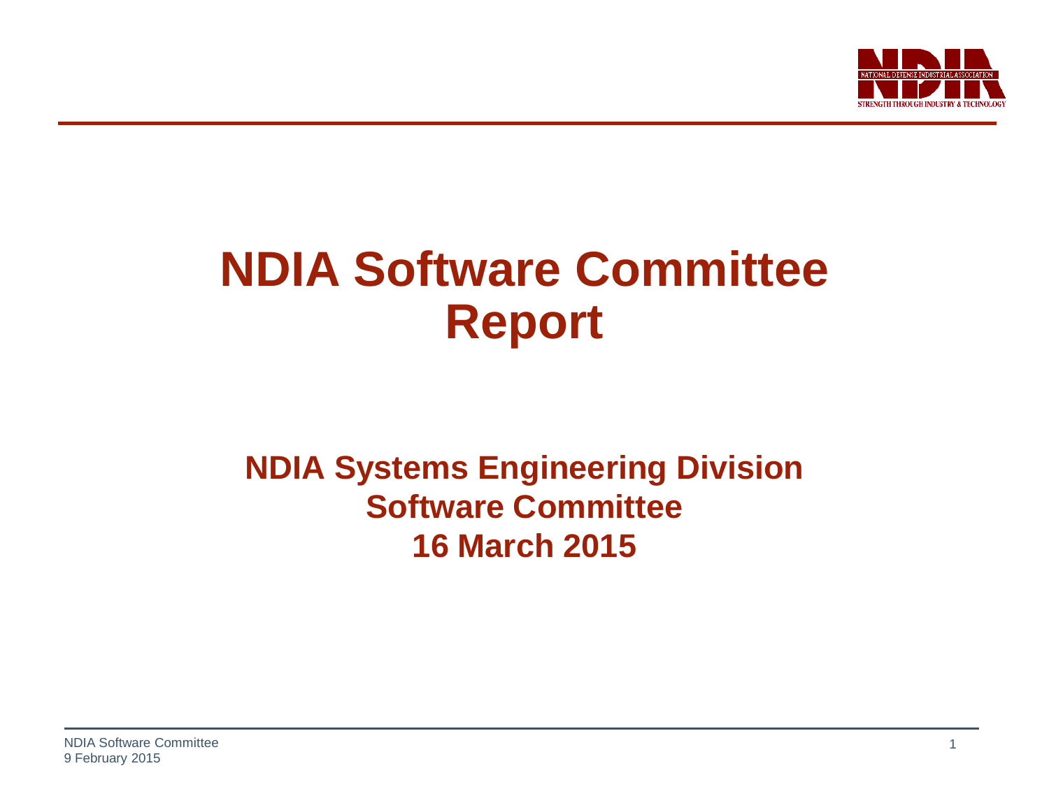# NDIA Software Committee Report

## NDIA Systems Engineering Division
## Software Committee
## 16 March 2015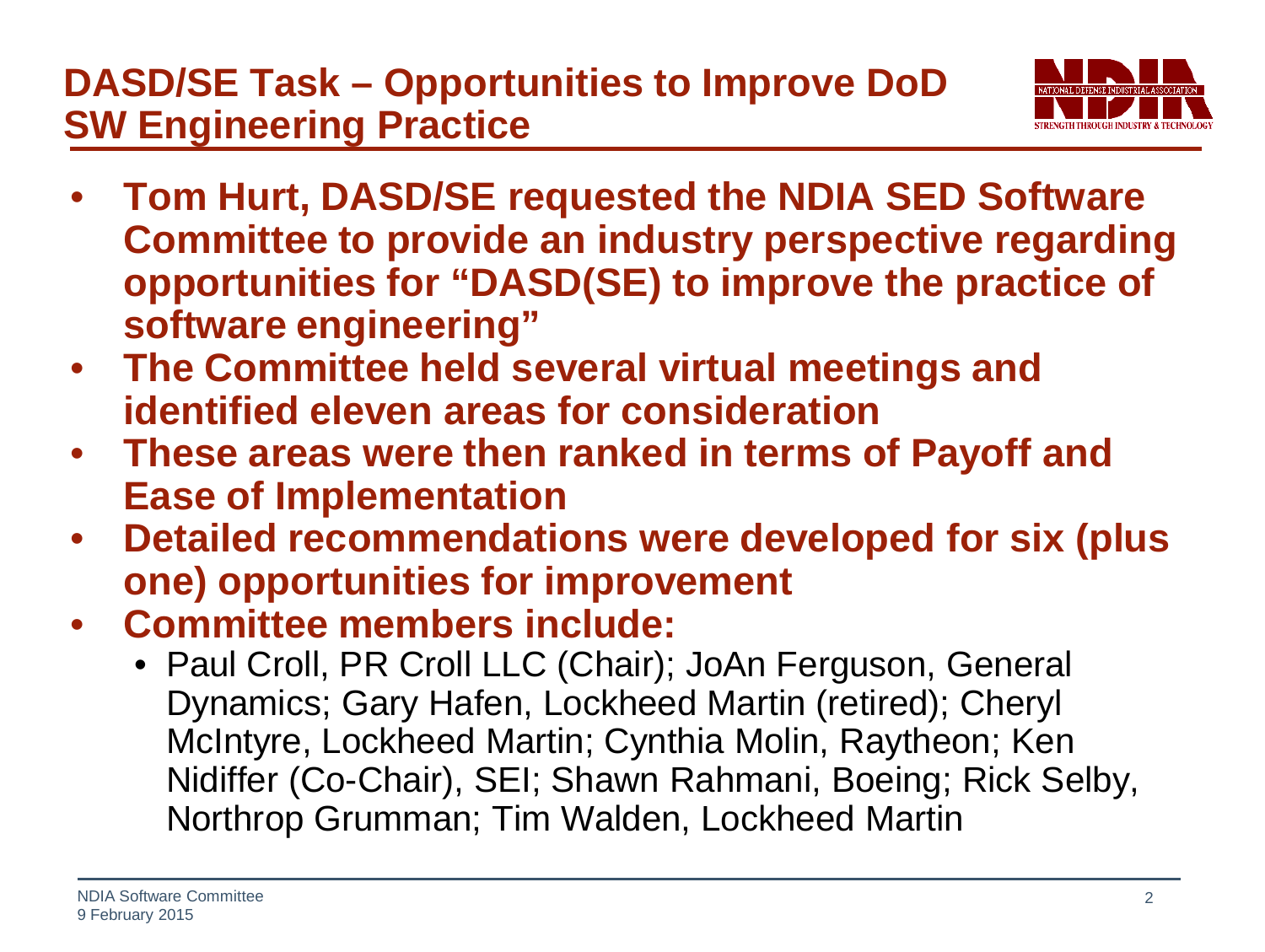# DASD/SE Task – Opportunities to Improve DoD SW Engineering Practice

- **Tom Hurt, DASD/SE requested the NDIA SED Software Committee to provide an industry perspective regarding opportunities for "DASD(SE) to improve the practice of software engineering"**
- **The Committee held several virtual meetings and identified eleven areas for consideration**
- **These areas were then ranked in terms of Payoff and Ease of Implementation**
- **Detailed recommendations were developed for six (plus one) opportunities for improvement**
- **Committee members include:**
  - Paul Croll, PR Croll LLC (Chair); JoAn Ferguson, General Dynamics; Gary Hafen, Lockheed Martin (retired); Cheryl McIntyre, Lockheed Martin; Cynthia Molin, Raytheon; Ken Nidiffer (Co-Chair), SEI; Shawn Rahmani, Boeing; Rick Selby, Northrop Grumman; Tim Walden, Lockheed Martin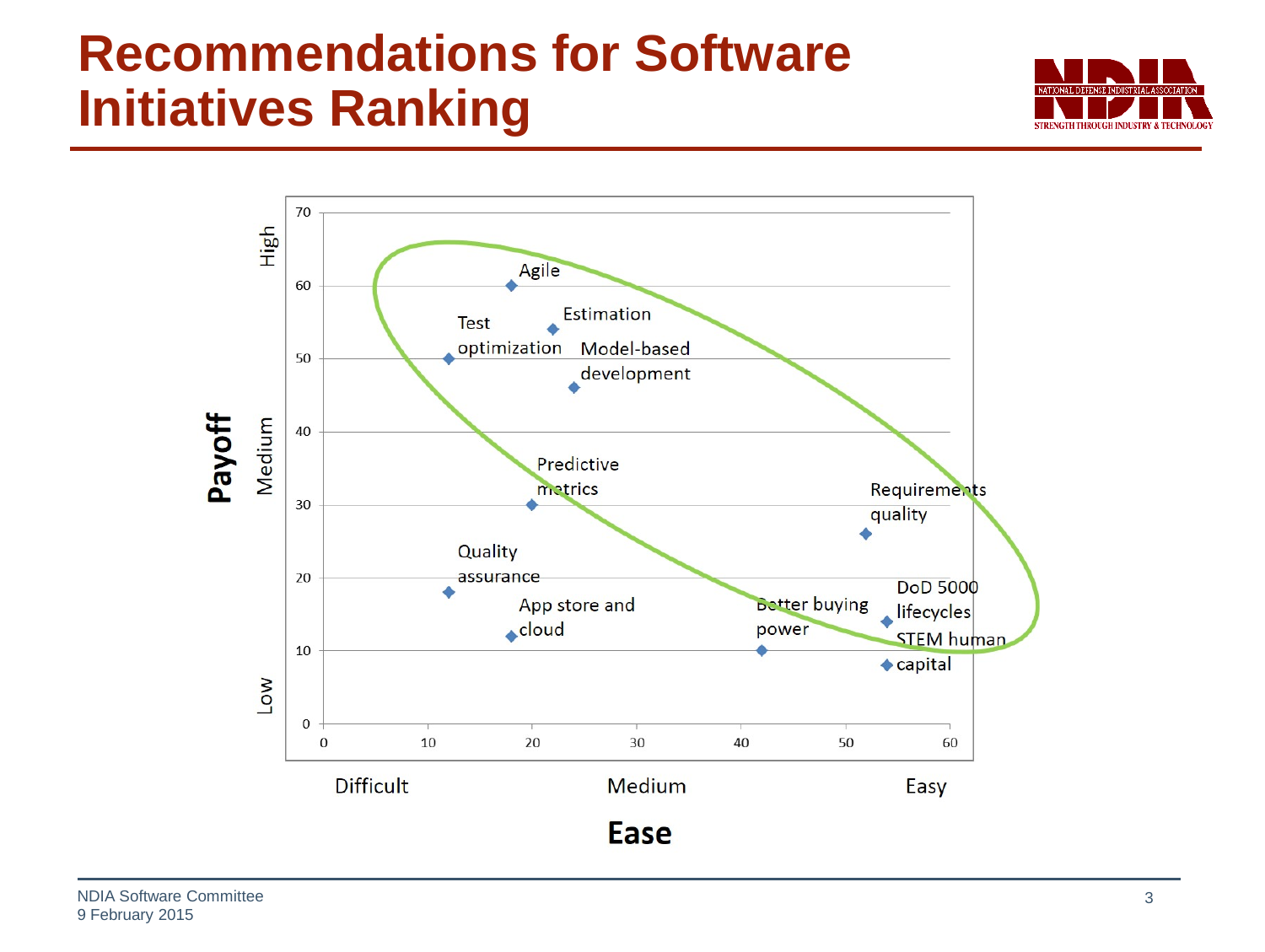# Recommendations for Software Initiatives Ranking

**Payoff** (vertical axis: Low – Medium – High; 0–70) vs. **Ease** (horizontal axis: Difficult – Medium – Easy; 0–60)

| Initiative | Ease (approx.) | Payoff (approx.) |
| --- | --- | --- |
| Agile | 18 | 60 |
| Estimation | 22 | 54 |
| Test optimization | 12 | 50 |
| Model-based development | 24 | 46 |
| Predictive metrics | 20 | 30 |
| Requirements quality | 52 | 26 |
| Quality assurance | 12 | 18 |
| DoD 5000 lifecycles | 54 | 14 |
| App store and cloud | 18 | 12 |
| Better buying power | 42 | 10 |
| STEM human capital | 54 | 8 |

NDIA Software Committee
9 February 2015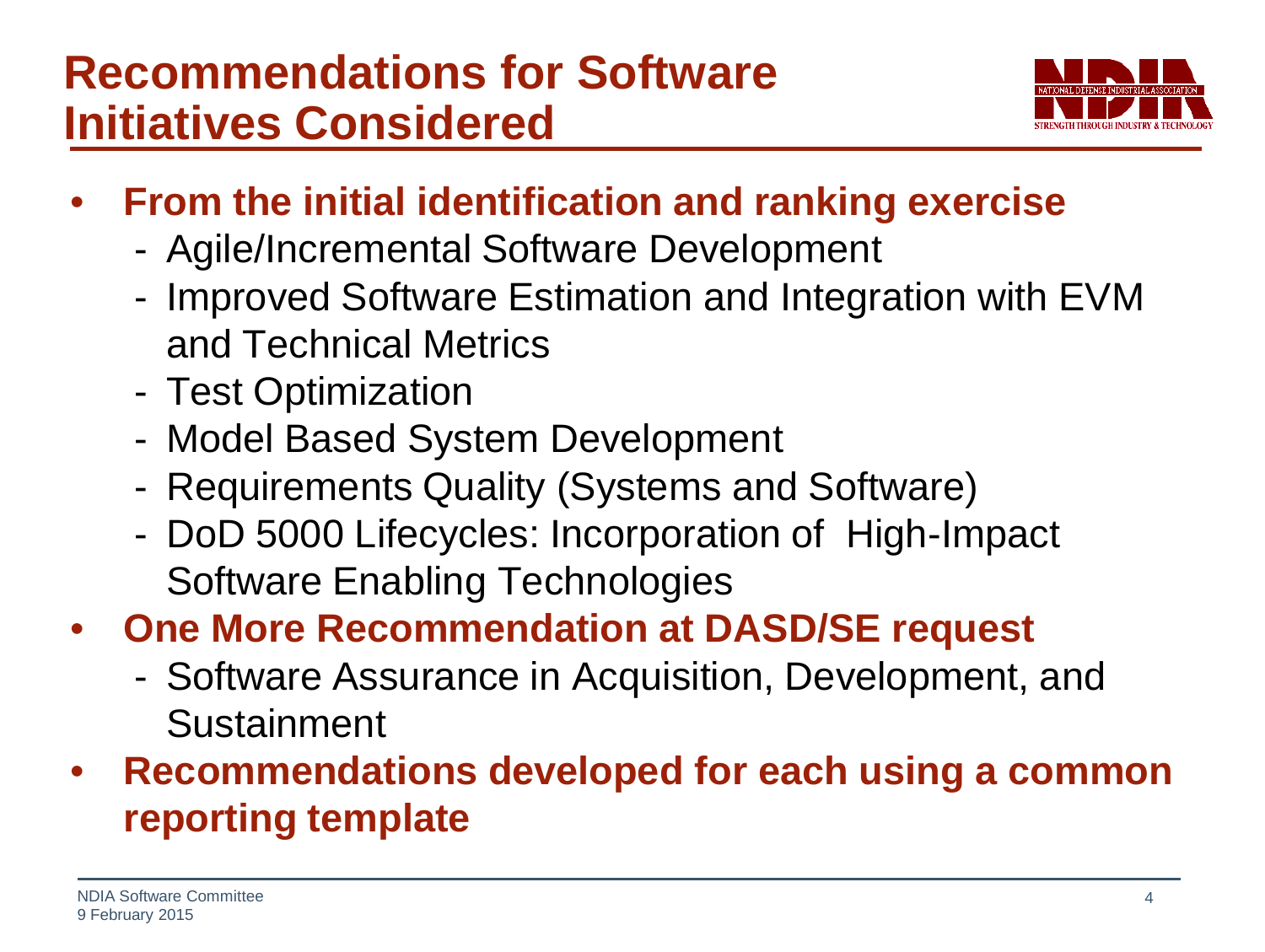# Recommendations for Software Initiatives Considered

- **From the initial identification and ranking exercise**
  - Agile/Incremental Software Development
  - Improved Software Estimation and Integration with EVM and Technical Metrics
  - Test Optimization
  - Model Based System Development
  - Requirements Quality (Systems and Software)
  - DoD 5000 Lifecycles: Incorporation of High-Impact Software Enabling Technologies
- **One More Recommendation at DASD/SE request**
  - Software Assurance in Acquisition, Development, and Sustainment
- **Recommendations developed for each using a common reporting template**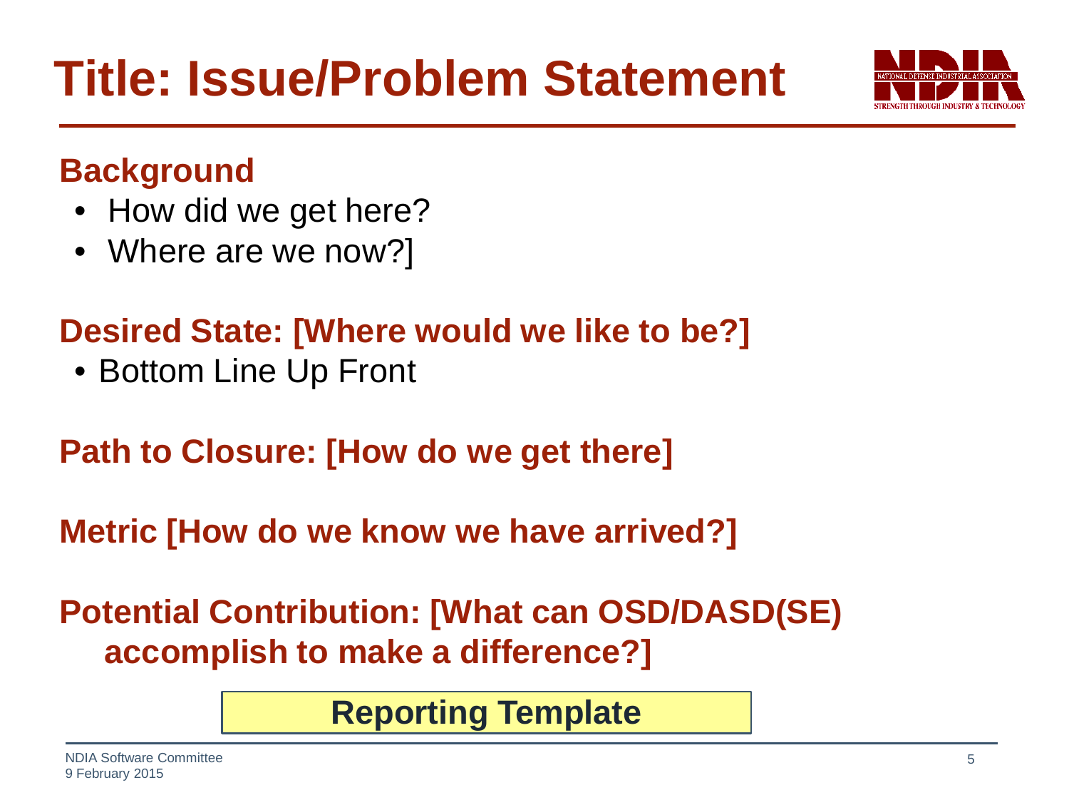# Title: Issue/Problem Statement

## Background

- How did we get here?
- Where are we now?]

## Desired State: [Where would we like to be?]

- Bottom Line Up Front

## Path to Closure: [How do we get there]

## Metric [How do we know we have arrived?]

## Potential Contribution: [What can OSD/DASD(SE) accomplish to make a difference?]

**Reporting Template**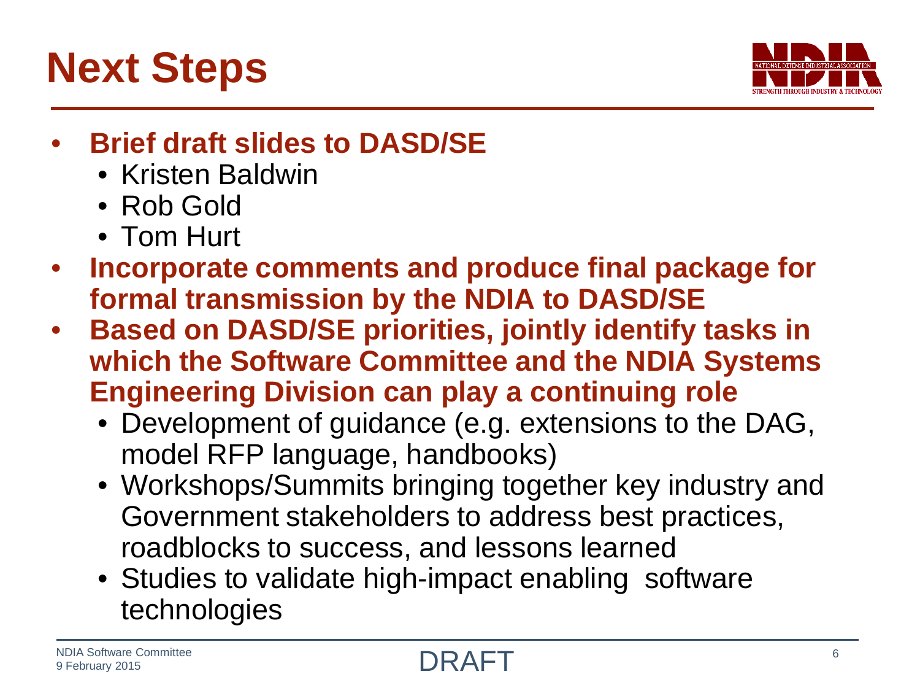# Next Steps

- **Brief draft slides to DASD/SE**
  - Kristen Baldwin
  - Rob Gold
  - Tom Hurt
- **Incorporate comments and produce final package for formal transmission by the NDIA to DASD/SE**
- **Based on DASD/SE priorities, jointly identify tasks in which the Software Committee and the NDIA Systems Engineering Division can play a continuing role**
  - Development of guidance (e.g. extensions to the DAG, model RFP language, handbooks)
  - Workshops/Summits bringing together key industry and Government stakeholders to address best practices, roadblocks to success, and lessons learned
  - Studies to validate high-impact enabling software technologies

DRAFT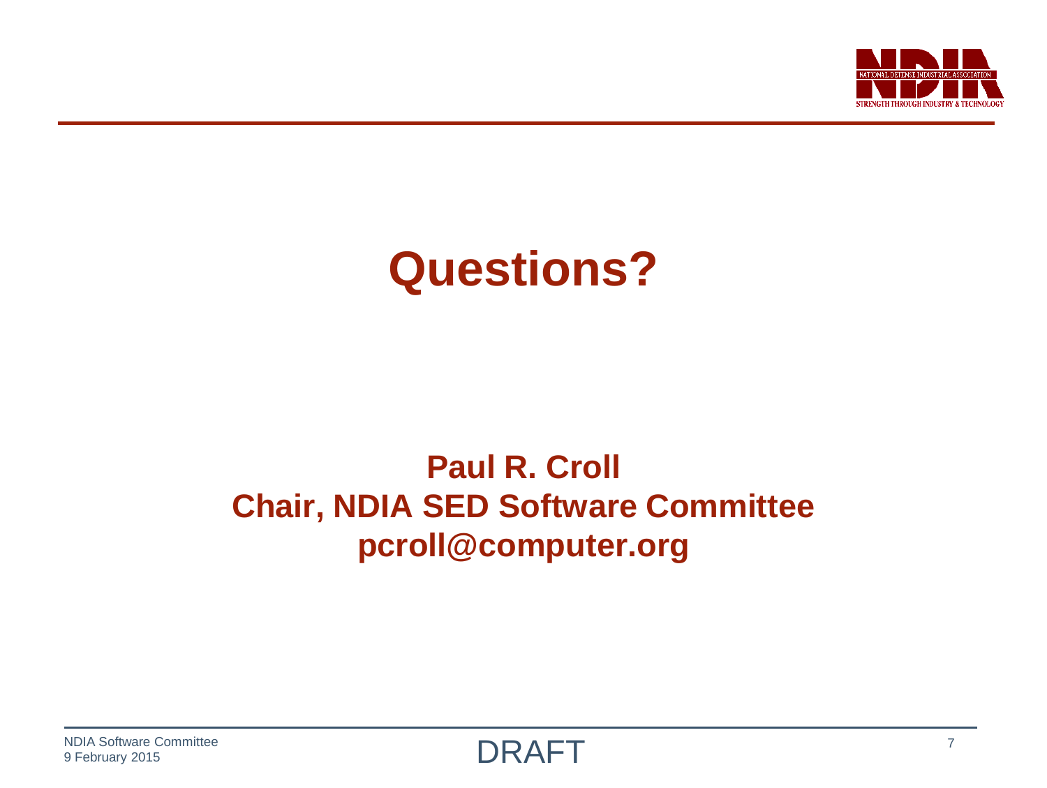# Questions?

**Paul R. Croll**
**Chair, NDIA SED Software Committee**
**pcroll@computer.org**

DRAFT